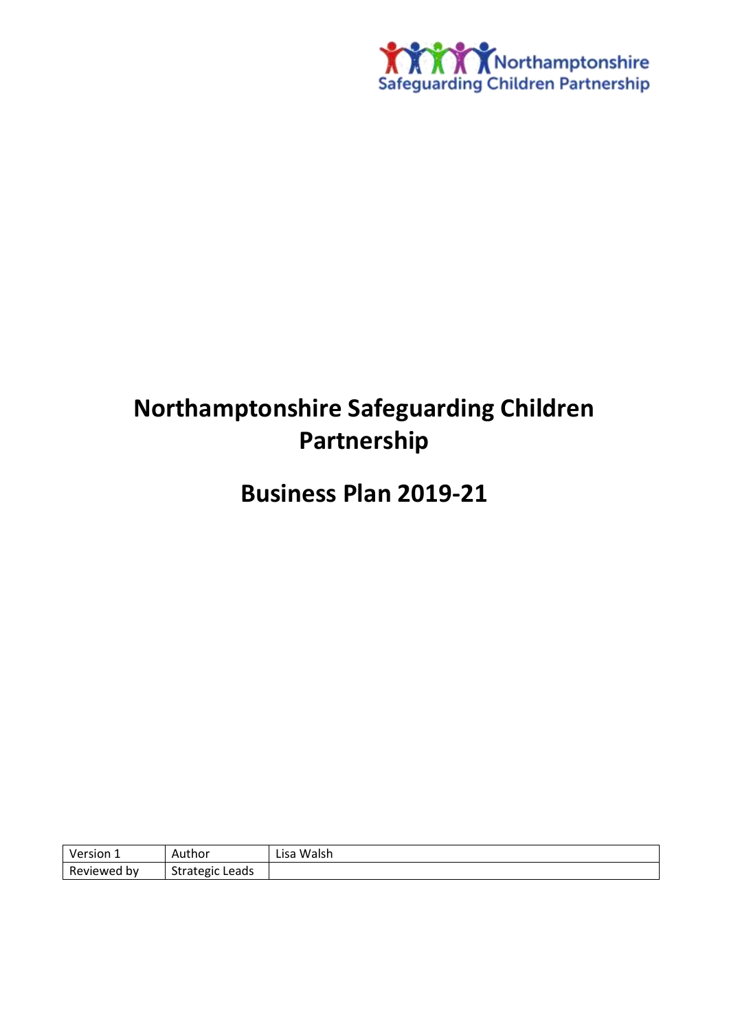Northamptonshire
Safeguarding Children Partnership

# Northamptonshire Safeguarding Children Partnership

# Business Plan 2019-21

| | | |
|---|---|---|
| Version 1 | Author | Lisa Walsh |
| Reviewed by | Strategic Leads | |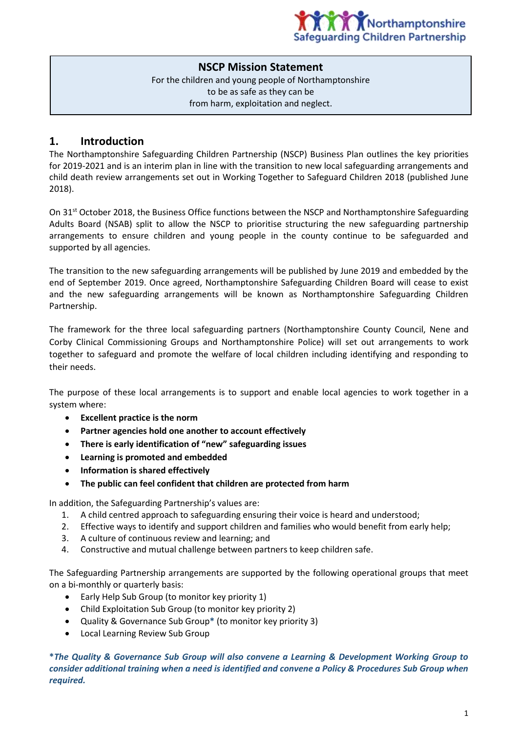## NSCP Mission Statement

For the children and young people of Northamptonshire
to be as safe as they can be
from harm, exploitation and neglect.

## 1. Introduction

The Northamptonshire Safeguarding Children Partnership (NSCP) Business Plan outlines the key priorities for 2019-2021 and is an interim plan in line with the transition to new local safeguarding arrangements and child death review arrangements set out in Working Together to Safeguard Children 2018 (published June 2018).

On 31st October 2018, the Business Office functions between the NSCP and Northamptonshire Safeguarding Adults Board (NSAB) split to allow the NSCP to prioritise structuring the new safeguarding partnership arrangements to ensure children and young people in the county continue to be safeguarded and supported by all agencies.

The transition to the new safeguarding arrangements will be published by June 2019 and embedded by the end of September 2019. Once agreed, Northamptonshire Safeguarding Children Board will cease to exist and the new safeguarding arrangements will be known as Northamptonshire Safeguarding Children Partnership.

The framework for the three local safeguarding partners (Northamptonshire County Council, Nene and Corby Clinical Commissioning Groups and Northamptonshire Police) will set out arrangements to work together to safeguard and promote the welfare of local children including identifying and responding to their needs.

The purpose of these local arrangements is to support and enable local agencies to work together in a system where:

- **Excellent practice is the norm**
- **Partner agencies hold one another to account effectively**
- **There is early identification of "new" safeguarding issues**
- **Learning is promoted and embedded**
- **Information is shared effectively**
- **The public can feel confident that children are protected from harm**

In addition, the Safeguarding Partnership's values are:

1. A child centred approach to safeguarding ensuring their voice is heard and understood;
2. Effective ways to identify and support children and families who would benefit from early help;
3. A culture of continuous review and learning; and
4. Constructive and mutual challenge between partners to keep children safe.

The Safeguarding Partnership arrangements are supported by the following operational groups that meet on a bi-monthly or quarterly basis:

- Early Help Sub Group (to monitor key priority 1)
- Child Exploitation Sub Group (to monitor key priority 2)
- Quality & Governance Sub Group* (to monitor key priority 3)
- Local Learning Review Sub Group

***The Quality & Governance Sub Group will also convene a Learning & Development Working Group to consider additional training when a need is identified and convene a Policy & Procedures Sub Group when required.***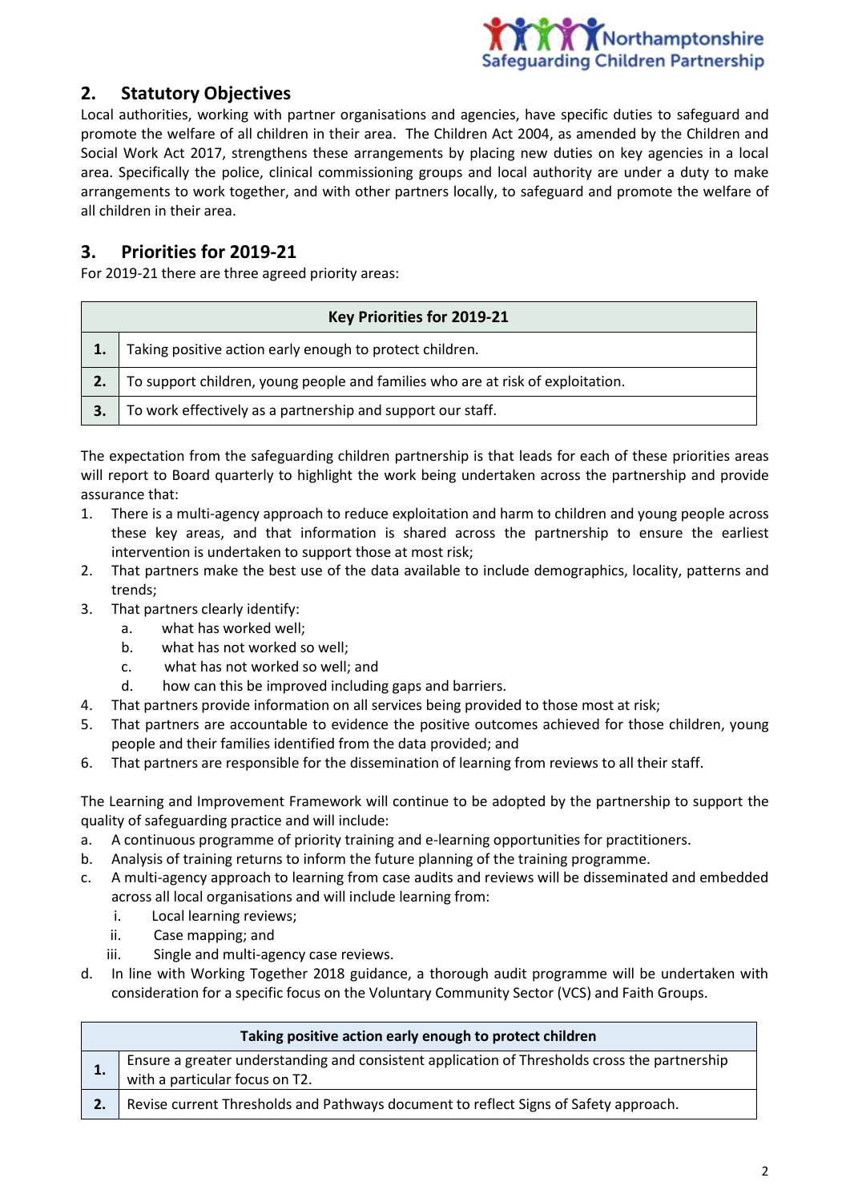## 2. Statutory Objectives

Local authorities, working with partner organisations and agencies, have specific duties to safeguard and promote the welfare of all children in their area. The Children Act 2004, as amended by the Children and Social Work Act 2017, strengthens these arrangements by placing new duties on key agencies in a local area. Specifically the police, clinical commissioning groups and local authority are under a duty to make arrangements to work together, and with other partners locally, to safeguard and promote the welfare of all children in their area.

## 3. Priorities for 2019-21

For 2019-21 there are three agreed priority areas:

| Key Priorities for 2019-21 | |
|---|---|
| **1.** | Taking positive action early enough to protect children. |
| **2.** | To support children, young people and families who are at risk of exploitation. |
| **3.** | To work effectively as a partnership and support our staff. |

The expectation from the safeguarding children partnership is that leads for each of these priorities areas will report to Board quarterly to highlight the work being undertaken across the partnership and provide assurance that:

1. There is a multi-agency approach to reduce exploitation and harm to children and young people across these key areas, and that information is shared across the partnership to ensure the earliest intervention is undertaken to support those at most risk;
2. That partners make the best use of the data available to include demographics, locality, patterns and trends;
3. That partners clearly identify:
   a. what has worked well;
   b. what has not worked so well;
   c. what has not worked so well; and
   d. how can this be improved including gaps and barriers.
4. That partners provide information on all services being provided to those most at risk;
5. That partners are accountable to evidence the positive outcomes achieved for those children, young people and their families identified from the data provided; and
6. That partners are responsible for the dissemination of learning from reviews to all their staff.

The Learning and Improvement Framework will continue to be adopted by the partnership to support the quality of safeguarding practice and will include:

a. A continuous programme of priority training and e-learning opportunities for practitioners.
b. Analysis of training returns to inform the future planning of the training programme.
c. A multi-agency approach to learning from case audits and reviews will be disseminated and embedded across all local organisations and will include learning from:
   i. Local learning reviews;
   ii. Case mapping; and
   iii. Single and multi-agency case reviews.
d. In line with Working Together 2018 guidance, a thorough audit programme will be undertaken with consideration for a specific focus on the Voluntary Community Sector (VCS) and Faith Groups.

| Taking positive action early enough to protect children | |
|---|---|
| **1.** | Ensure a greater understanding and consistent application of Thresholds cross the partnership with a particular focus on T2. |
| **2.** | Revise current Thresholds and Pathways document to reflect Signs of Safety approach. |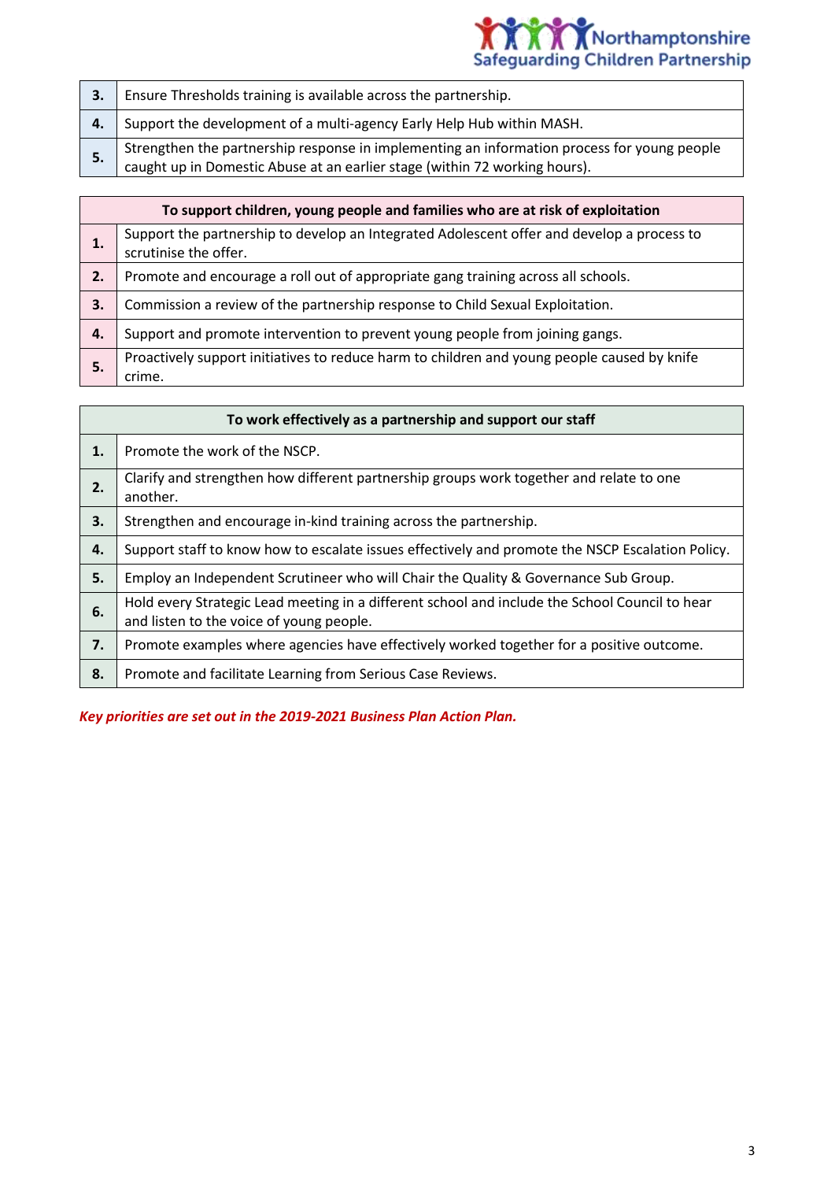| | |
|---|---|
| **3.** | Ensure Thresholds training is available across the partnership. |
| **4.** | Support the development of a multi-agency Early Help Hub within MASH. |
| **5.** | Strengthen the partnership response in implementing an information process for young people caught up in Domestic Abuse at an earlier stage (within 72 working hours). |

| **To support children, young people and families who are at risk of exploitation** | |
|---|---|
| **1.** | Support the partnership to develop an Integrated Adolescent offer and develop a process to scrutinise the offer. |
| **2.** | Promote and encourage a roll out of appropriate gang training across all schools. |
| **3.** | Commission a review of the partnership response to Child Sexual Exploitation. |
| **4.** | Support and promote intervention to prevent young people from joining gangs. |
| **5.** | Proactively support initiatives to reduce harm to children and young people caused by knife crime. |

| **To work effectively as a partnership and support our staff** | |
|---|---|
| **1.** | Promote the work of the NSCP. |
| **2.** | Clarify and strengthen how different partnership groups work together and relate to one another. |
| **3.** | Strengthen and encourage in-kind training across the partnership. |
| **4.** | Support staff to know how to escalate issues effectively and promote the NSCP Escalation Policy. |
| **5.** | Employ an Independent Scrutineer who will Chair the Quality & Governance Sub Group. |
| **6.** | Hold every Strategic Lead meeting in a different school and include the School Council to hear and listen to the voice of young people. |
| **7.** | Promote examples where agencies have effectively worked together for a positive outcome. |
| **8.** | Promote and facilitate Learning from Serious Case Reviews. |

***Key priorities are set out in the 2019-2021 Business Plan Action Plan.***